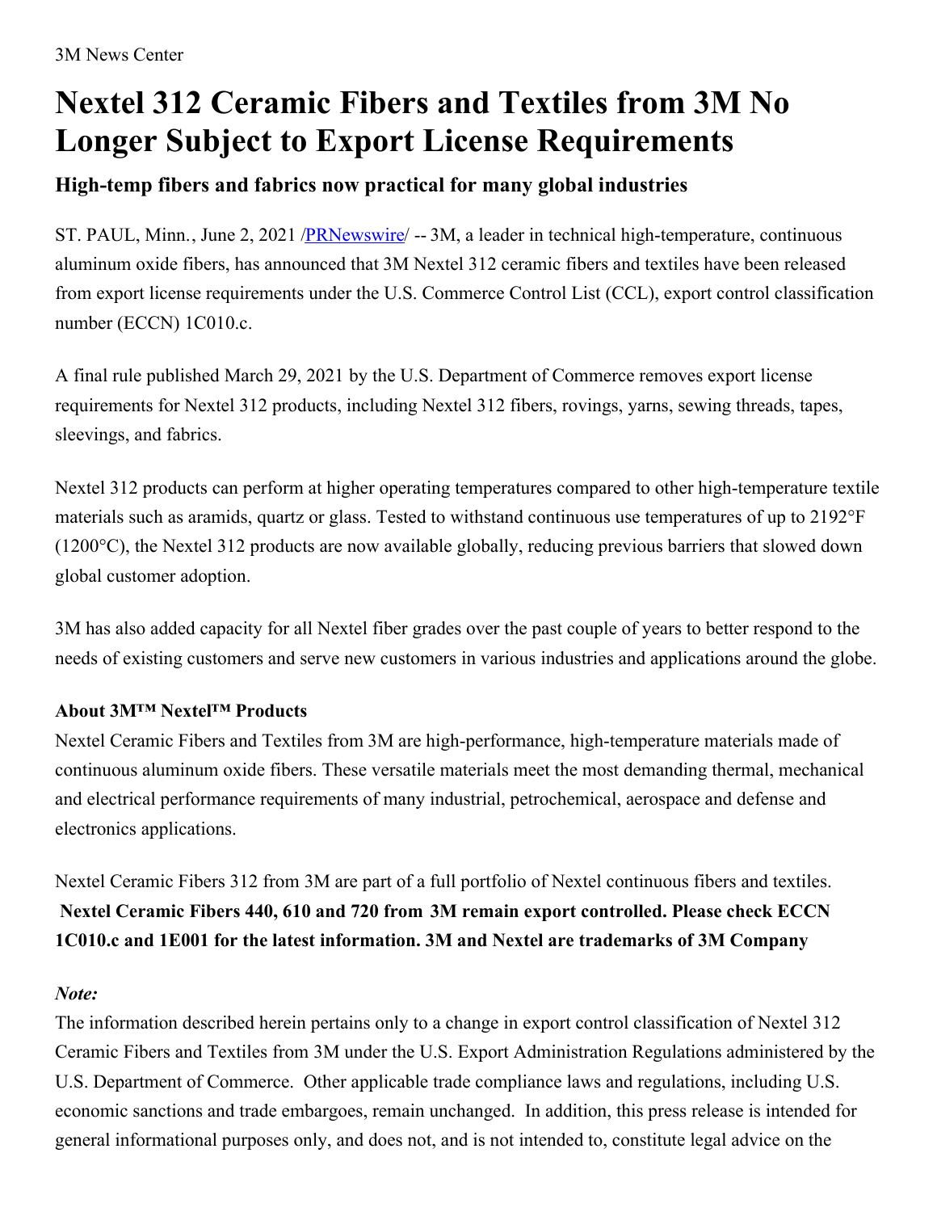3M News Center

# Nextel 312 Ceramic Fibers and Textiles from 3M No Longer Subject to Export License Requirements

### High-temp fibers and fabrics now practical for many global industries

ST. PAUL, Minn., June 2, 2021 /PRNewswire/ -- 3M, a leader in technical high-temperature, continuous aluminum oxide fibers, has announced that 3M Nextel 312 ceramic fibers and textiles have been released from export license requirements under the U.S. Commerce Control List (CCL), export control classification number (ECCN) 1C010.c.

A final rule published March 29, 2021 by the U.S. Department of Commerce removes export license requirements for Nextel 312 products, including Nextel 312 fibers, rovings, yarns, sewing threads, tapes, sleevings, and fabrics.

Nextel 312 products can perform at higher operating temperatures compared to other high-temperature textile materials such as aramids, quartz or glass. Tested to withstand continuous use temperatures of up to 2192°F (1200°C), the Nextel 312 products are now available globally, reducing previous barriers that slowed down global customer adoption.

3M has also added capacity for all Nextel fiber grades over the past couple of years to better respond to the needs of existing customers and serve new customers in various industries and applications around the globe.

**About 3M™ Nextel™ Products**

Nextel Ceramic Fibers and Textiles from 3M are high-performance, high-temperature materials made of continuous aluminum oxide fibers. These versatile materials meet the most demanding thermal, mechanical and electrical performance requirements of many industrial, petrochemical, aerospace and defense and electronics applications.

Nextel Ceramic Fibers 312 from 3M are part of a full portfolio of Nextel continuous fibers and textiles. **Nextel Ceramic Fibers 440, 610 and 720 from 3M remain export controlled. Please check ECCN 1C010.c and 1E001 for the latest information. 3M and Nextel are trademarks of 3M Company**

***Note:***

The information described herein pertains only to a change in export control classification of Nextel 312 Ceramic Fibers and Textiles from 3M under the U.S. Export Administration Regulations administered by the U.S. Department of Commerce. Other applicable trade compliance laws and regulations, including U.S. economic sanctions and trade embargoes, remain unchanged. In addition, this press release is intended for general informational purposes only, and does not, and is not intended to, constitute legal advice on the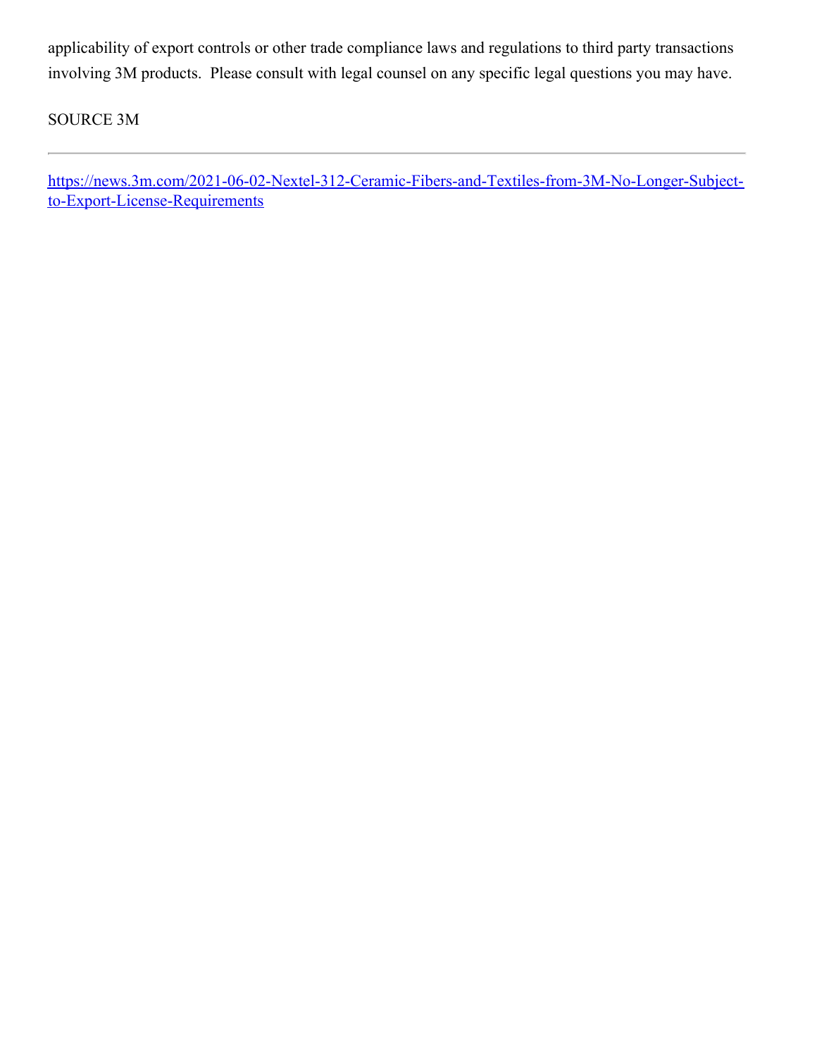applicability of export controls or other trade compliance laws and regulations to third party transactions involving 3M products. Please consult with legal counsel on any specific legal questions you may have.

SOURCE 3M

---

https://news.3m.com/2021-06-02-Nextel-312-Ceramic-Fibers-and-Textiles-from-3M-No-Longer-Subject-to-Export-License-Requirements